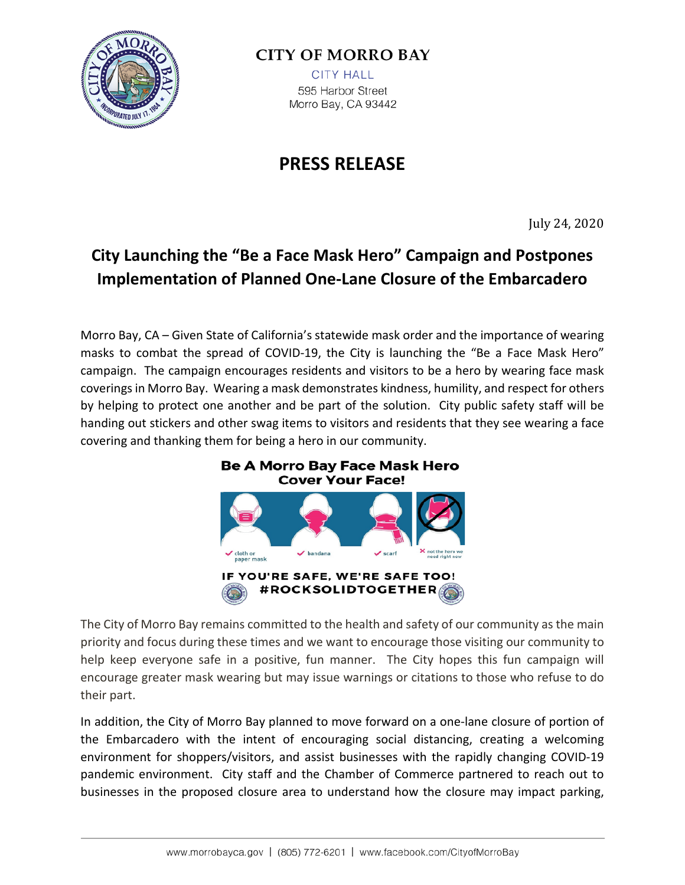**CITY OF MORRO BAY**

CITY HALL
595 Harbor Street
Morro Bay, CA 93442

# PRESS RELEASE

July 24, 2020

## City Launching the "Be a Face Mask Hero" Campaign and Postpones Implementation of Planned One-Lane Closure of the Embarcadero

Morro Bay, CA – Given State of California's statewide mask order and the importance of wearing masks to combat the spread of COVID-19, the City is launching the "Be a Face Mask Hero" campaign. The campaign encourages residents and visitors to be a hero by wearing face mask coverings in Morro Bay. Wearing a mask demonstrates kindness, humility, and respect for others by helping to protect one another and be part of the solution. City public safety staff will be handing out stickers and other swag items to visitors and residents that they see wearing a face covering and thanking them for being a hero in our community.

**Be A Morro Bay Face Mask Hero**
**Cover Your Face!**

✓ cloth or paper mask ✓ bandana ✓ scarf ✗ not the hero we need right now

**IF YOU'RE SAFE, WE'RE SAFE TOO!**
**#ROCKSOLIDTOGETHER**

The City of Morro Bay remains committed to the health and safety of our community as the main priority and focus during these times and we want to encourage those visiting our community to help keep everyone safe in a positive, fun manner. The City hopes this fun campaign will encourage greater mask wearing but may issue warnings or citations to those who refuse to do their part.

In addition, the City of Morro Bay planned to move forward on a one-lane closure of portion of the Embarcadero with the intent of encouraging social distancing, creating a welcoming environment for shoppers/visitors, and assist businesses with the rapidly changing COVID-19 pandemic environment. City staff and the Chamber of Commerce partnered to reach out to businesses in the proposed closure area to understand how the closure may impact parking,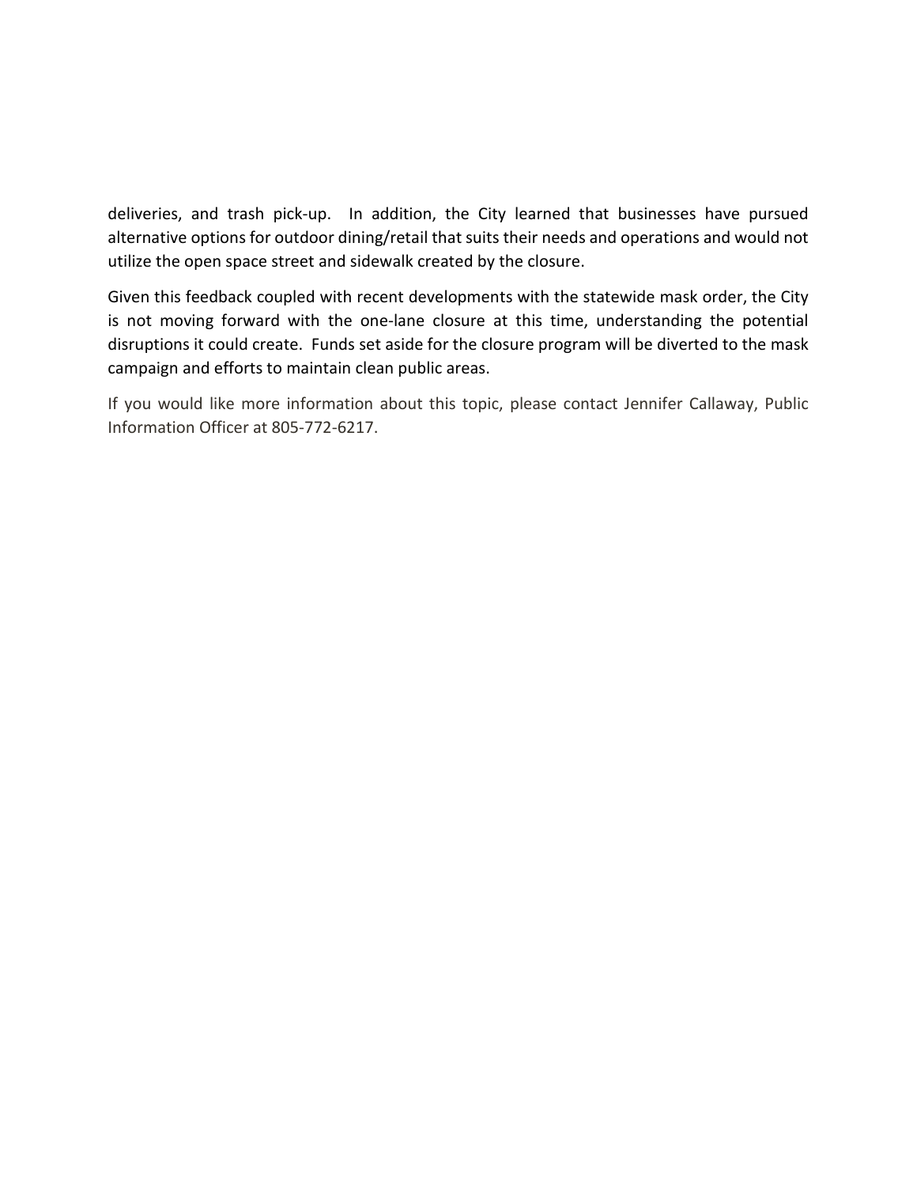deliveries, and trash pick-up. In addition, the City learned that businesses have pursued alternative options for outdoor dining/retail that suits their needs and operations and would not utilize the open space street and sidewalk created by the closure.

Given this feedback coupled with recent developments with the statewide mask order, the City is not moving forward with the one-lane closure at this time, understanding the potential disruptions it could create. Funds set aside for the closure program will be diverted to the mask campaign and efforts to maintain clean public areas.

If you would like more information about this topic, please contact Jennifer Callaway, Public Information Officer at 805-772-6217.